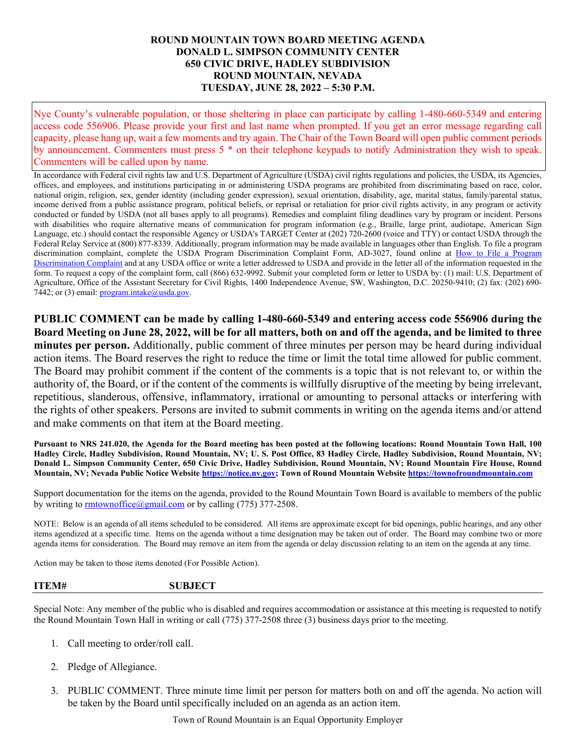# ROUND MOUNTAIN TOWN BOARD MEETING AGENDA
## DONALD L. SIMPSON COMMUNITY CENTER
## 650 CIVIC DRIVE, HADLEY SUBDIVISION
## ROUND MOUNTAIN, NEVADA
## TUESDAY, JUNE 28, 2022 – 5:30 P.M.

Nye County's vulnerable population, or those sheltering in place can participate by calling 1-480-660-5349 and entering access code 556906. Please provide your first and last name when prompted. If you get an error message regarding call capacity, please hang up, wait a few moments and try again. The Chair of the Town Board will open public comment periods by announcement. Commenters must press 5 * on their telephone keypads to notify Administration they wish to speak. Commenters will be called upon by name.

In accordance with Federal civil rights law and U.S. Department of Agriculture (USDA) civil rights regulations and policies, the USDA, its Agencies, offices, and employees, and institutions participating in or administering USDA programs are prohibited from discriminating based on race, color, national origin, religion, sex, gender identity (including gender expression), sexual orientation, disability, age, marital status, family/parental status, income derived from a public assistance program, political beliefs, or reprisal or retaliation for prior civil rights activity, in any program or activity conducted or funded by USDA (not all bases apply to all programs). Remedies and complaint filing deadlines vary by program or incident. Persons with disabilities who require alternative means of communication for program information (e.g., Braille, large print, audiotape, American Sign Language, etc.) should contact the responsible Agency or USDA's TARGET Center at (202) 720-2600 (voice and TTY) or contact USDA through the Federal Relay Service at (800) 877-8339. Additionally, program information may be made available in languages other than English. To file a program discrimination complaint, complete the USDA Program Discrimination Complaint Form, AD-3027, found online at How to File a Program Discrimination Complaint and at any USDA office or write a letter addressed to USDA and provide in the letter all of the information requested in the form. To request a copy of the complaint form, call (866) 632-9992. Submit your completed form or letter to USDA by: (1) mail: U.S. Department of Agriculture, Office of the Assistant Secretary for Civil Rights, 1400 Independence Avenue, SW, Washington, D.C. 20250-9410; (2) fax: (202) 690-7442; or (3) email: program.intake@usda.gov.

**PUBLIC COMMENT can be made by calling 1-480-660-5349 and entering access code 556906 during the Board Meeting on June 28, 2022, will be for all matters, both on and off the agenda, and be limited to three minutes per person.** Additionally, public comment of three minutes per person may be heard during individual action items. The Board reserves the right to reduce the time or limit the total time allowed for public comment. The Board may prohibit comment if the content of the comments is a topic that is not relevant to, or within the authority of, the Board, or if the content of the comments is willfully disruptive of the meeting by being irrelevant, repetitious, slanderous, offensive, inflammatory, irrational or amounting to personal attacks or interfering with the rights of other speakers. Persons are invited to submit comments in writing on the agenda items and/or attend and make comments on that item at the Board meeting.

**Pursuant to NRS 241.020, the Agenda for the Board meeting has been posted at the following locations: Round Mountain Town Hall, 100 Hadley Circle, Hadley Subdivision, Round Mountain, NV; U. S. Post Office, 83 Hadley Circle, Hadley Subdivision, Round Mountain, NV; Donald L. Simpson Community Center, 650 Civic Drive, Hadley Subdivision, Round Mountain, NV; Round Mountain Fire House, Round Mountain, NV; Nevada Public Notice Website https://notice.nv.gov; Town of Round Mountain Website https://townofroundmountain.com**

Support documentation for the items on the agenda, provided to the Round Mountain Town Board is available to members of the public by writing to rmtownoffice@gmail.com or by calling (775) 377-2508.

NOTE: Below is an agenda of all items scheduled to be considered. All items are approximate except for bid openings, public hearings, and any other items agendized at a specific time. Items on the agenda without a time designation may be taken out of order. The Board may combine two or more agenda items for consideration. The Board may remove an item from the agenda or delay discussion relating to an item on the agenda at any time.

Action may be taken to those items denoted (For Possible Action).

**ITEM#** **SUBJECT**

Special Note: Any member of the public who is disabled and requires accommodation or assistance at this meeting is requested to notify the Round Mountain Town Hall in writing or call (775) 377-2508 three (3) business days prior to the meeting.

1. Call meeting to order/roll call.
2. Pledge of Allegiance.
3. PUBLIC COMMENT. Three minute time limit per person for matters both on and off the agenda. No action will be taken by the Board until specifically included on an agenda as an action item.

Town of Round Mountain is an Equal Opportunity Employer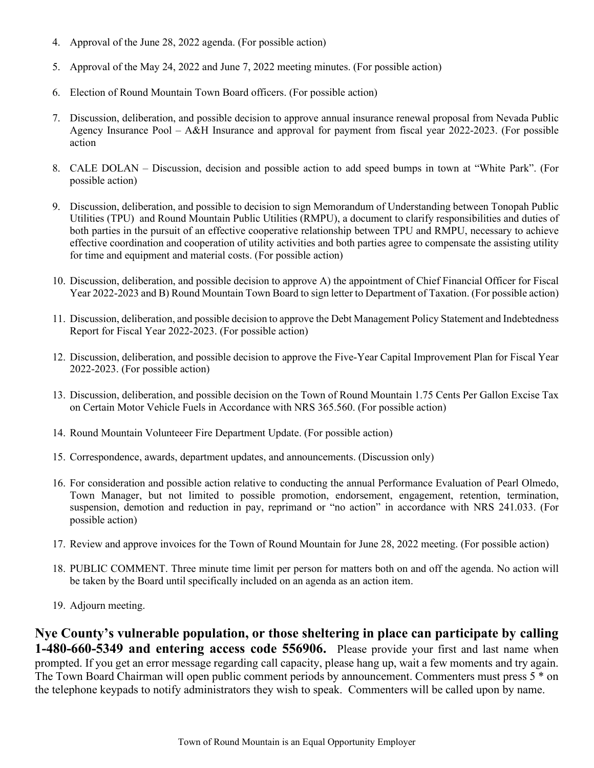4. Approval of the June 28, 2022 agenda. (For possible action)

5. Approval of the May 24, 2022 and June 7, 2022 meeting minutes. (For possible action)

6. Election of Round Mountain Town Board officers. (For possible action)

7. Discussion, deliberation, and possible decision to approve annual insurance renewal proposal from Nevada Public Agency Insurance Pool – A&H Insurance and approval for payment from fiscal year 2022-2023. (For possible action

8. CALE DOLAN – Discussion, decision and possible action to add speed bumps in town at "White Park". (For possible action)

9. Discussion, deliberation, and possible to decision to sign Memorandum of Understanding between Tonopah Public Utilities (TPU) and Round Mountain Public Utilities (RMPU), a document to clarify responsibilities and duties of both parties in the pursuit of an effective cooperative relationship between TPU and RMPU, necessary to achieve effective coordination and cooperation of utility activities and both parties agree to compensate the assisting utility for time and equipment and material costs. (For possible action)

10. Discussion, deliberation, and possible decision to approve A) the appointment of Chief Financial Officer for Fiscal Year 2022-2023 and B) Round Mountain Town Board to sign letter to Department of Taxation. (For possible action)

11. Discussion, deliberation, and possible decision to approve the Debt Management Policy Statement and Indebtedness Report for Fiscal Year 2022-2023. (For possible action)

12. Discussion, deliberation, and possible decision to approve the Five-Year Capital Improvement Plan for Fiscal Year 2022-2023. (For possible action)

13. Discussion, deliberation, and possible decision on the Town of Round Mountain 1.75 Cents Per Gallon Excise Tax on Certain Motor Vehicle Fuels in Accordance with NRS 365.560. (For possible action)

14. Round Mountain Volunteeer Fire Department Update. (For possible action)

15. Correspondence, awards, department updates, and announcements. (Discussion only)

16. For consideration and possible action relative to conducting the annual Performance Evaluation of Pearl Olmedo, Town Manager, but not limited to possible promotion, endorsement, engagement, retention, termination, suspension, demotion and reduction in pay, reprimand or "no action" in accordance with NRS 241.033. (For possible action)

17. Review and approve invoices for the Town of Round Mountain for June 28, 2022 meeting. (For possible action)

18. PUBLIC COMMENT. Three minute time limit per person for matters both on and off the agenda. No action will be taken by the Board until specifically included on an agenda as an action item.

19. Adjourn meeting.

**Nye County's vulnerable population, or those sheltering in place can participate by calling 1-480-660-5349 and entering access code 556906.** Please provide your first and last name when prompted. If you get an error message regarding call capacity, please hang up, wait a few moments and try again. The Town Board Chairman will open public comment periods by announcement. Commenters must press 5 * on the telephone keypads to notify administrators they wish to speak. Commenters will be called upon by name.

Town of Round Mountain is an Equal Opportunity Employer